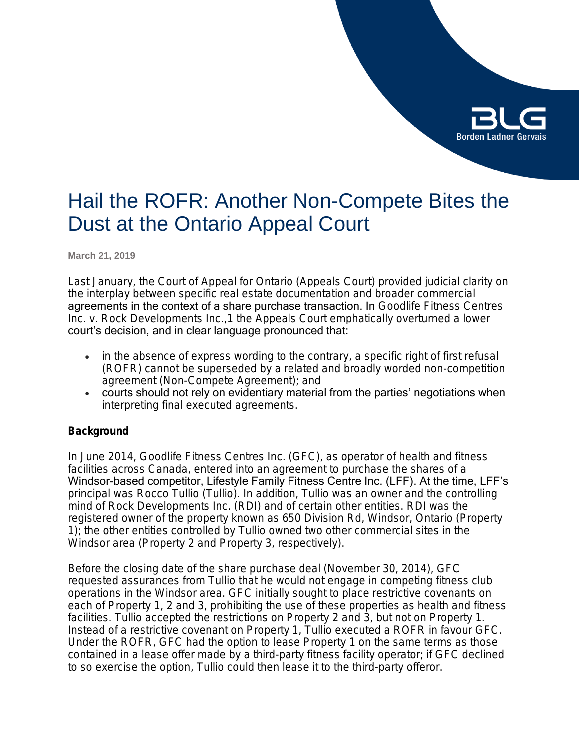# Hail the ROFR: Another Non-Compete Bites the Dust at the Ontario Appeal Court

**March 21, 2019**

Last January, the Court of Appeal for Ontario (Appeals Court) provided judicial clarity on the interplay between specific real estate documentation and broader commercial agreements in the context of a share purchase transaction. In Goodlife Fitness Centres Inc. v. Rock Developments Inc.,1 the Appeals Court emphatically overturned a lower court's decision, and in clear language pronounced that:

- in the absence of express wording to the contrary, a specific right of first refusal (ROFR) cannot be superseded by a related and broadly worded non-competition agreement (Non-Compete Agreement); and
- courts should not rely on evidentiary material from the parties' negotiations when interpreting final executed agreements.

## Background

In June 2014, Goodlife Fitness Centres Inc. (GFC), as operator of health and fitness facilities across Canada, entered into an agreement to purchase the shares of a Windsor-based competitor, Lifestyle Family Fitness Centre Inc. (LFF). At the time, LFF's principal was Rocco Tullio (Tullio). In addition, Tullio was an owner and the controlling mind of Rock Developments Inc. (RDI) and of certain other entities. RDI was the registered owner of the property known as 650 Division Rd, Windsor, Ontario (Property 1); the other entities controlled by Tullio owned two other commercial sites in the Windsor area (Property 2 and Property 3, respectively).

Before the closing date of the share purchase deal (November 30, 2014), GFC requested assurances from Tullio that he would not engage in competing fitness club operations in the Windsor area. GFC initially sought to place restrictive covenants on each of Property 1, 2 and 3, prohibiting the use of these properties as health and fitness facilities. Tullio accepted the restrictions on Property 2 and 3, but not on Property 1. Instead of a restrictive covenant on Property 1, Tullio executed a ROFR in favour GFC. Under the ROFR, GFC had the option to lease Property 1 on the same terms as those contained in a lease offer made by a third-party fitness facility operator; if GFC declined to so exercise the option, Tullio could then lease it to the third-party offeror.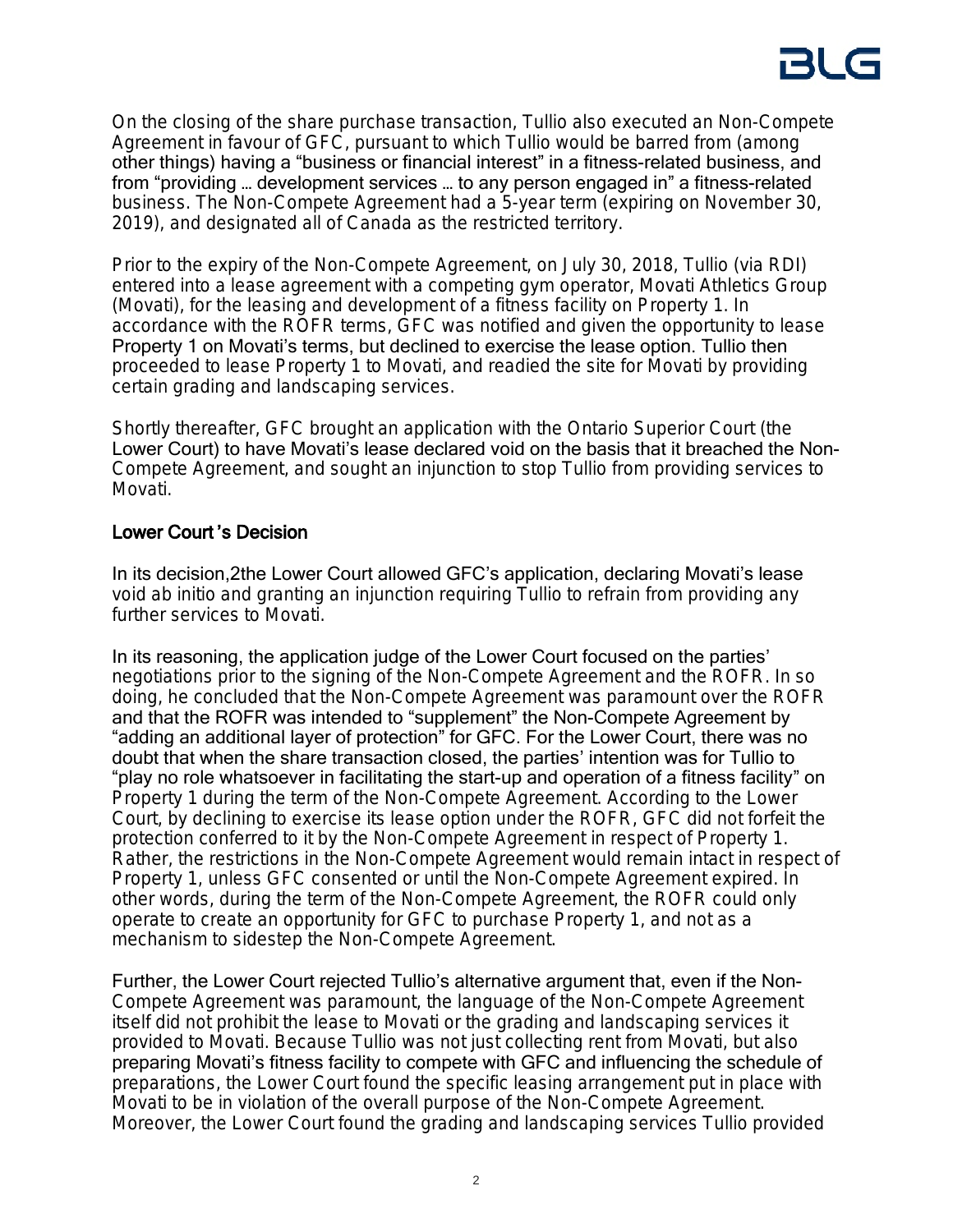On the closing of the share purchase transaction, Tullio also executed an Non-Compete Agreement in favour of GFC, pursuant to which Tullio would be barred from (among other things) having a "business or financial interest" in a fitness-related business, and from "providing … development services … to any person engaged in" a fitness-related business. The Non-Compete Agreement had a 5-year term (expiring on November 30, 2019), and designated all of Canada as the restricted territory.

Prior to the expiry of the Non-Compete Agreement, on July 30, 2018, Tullio (via RDI) entered into a lease agreement with a competing gym operator, Movati Athletics Group (Movati), for the leasing and development of a fitness facility on Property 1. In accordance with the ROFR terms, GFC was notified and given the opportunity to lease Property 1 on Movati's terms, but declined to exercise the lease option. Tullio then proceeded to lease Property 1 to Movati, and readied the site for Movati by providing certain grading and landscaping services.

Shortly thereafter, GFC brought an application with the Ontario Superior Court (the Lower Court) to have Movati's lease declared void on the basis that it breached the Non-Compete Agreement, and sought an injunction to stop Tullio from providing services to Movati.

## Lower Court's Decision

In its decision,[2] the Lower Court allowed GFC's application, declaring Movati's lease void ab initio and granting an injunction requiring Tullio to refrain from providing any further services to Movati.

In its reasoning, the application judge of the Lower Court focused on the parties' negotiations prior to the signing of the Non-Compete Agreement and the ROFR. In so doing, he concluded that the Non-Compete Agreement was paramount over the ROFR and that the ROFR was intended to "supplement" the Non-Compete Agreement by "adding an additional layer of protection" for GFC. For the Lower Court, there was no doubt that when the share transaction closed, the parties' intention was for Tullio to "play no role whatsoever in facilitating the start-up and operation of a fitness facility" on Property 1 during the term of the Non-Compete Agreement. According to the Lower Court, by declining to exercise its lease option under the ROFR, GFC did not forfeit the protection conferred to it by the Non-Compete Agreement in respect of Property 1. Rather, the restrictions in the Non-Compete Agreement would remain intact in respect of Property 1, unless GFC consented or until the Non-Compete Agreement expired. In other words, during the term of the Non-Compete Agreement, the ROFR could only operate to create an opportunity for GFC to purchase Property 1, and not as a mechanism to sidestep the Non-Compete Agreement.

Further, the Lower Court rejected Tullio's alternative argument that, even if the Non-Compete Agreement was paramount, the language of the Non-Compete Agreement itself did not prohibit the lease to Movati or the grading and landscaping services it provided to Movati. Because Tullio was not just collecting rent from Movati, but also preparing Movati's fitness facility to compete with GFC and influencing the schedule of preparations, the Lower Court found the specific leasing arrangement put in place with Movati to be in violation of the overall purpose of the Non-Compete Agreement. Moreover, the Lower Court found the grading and landscaping services Tullio provided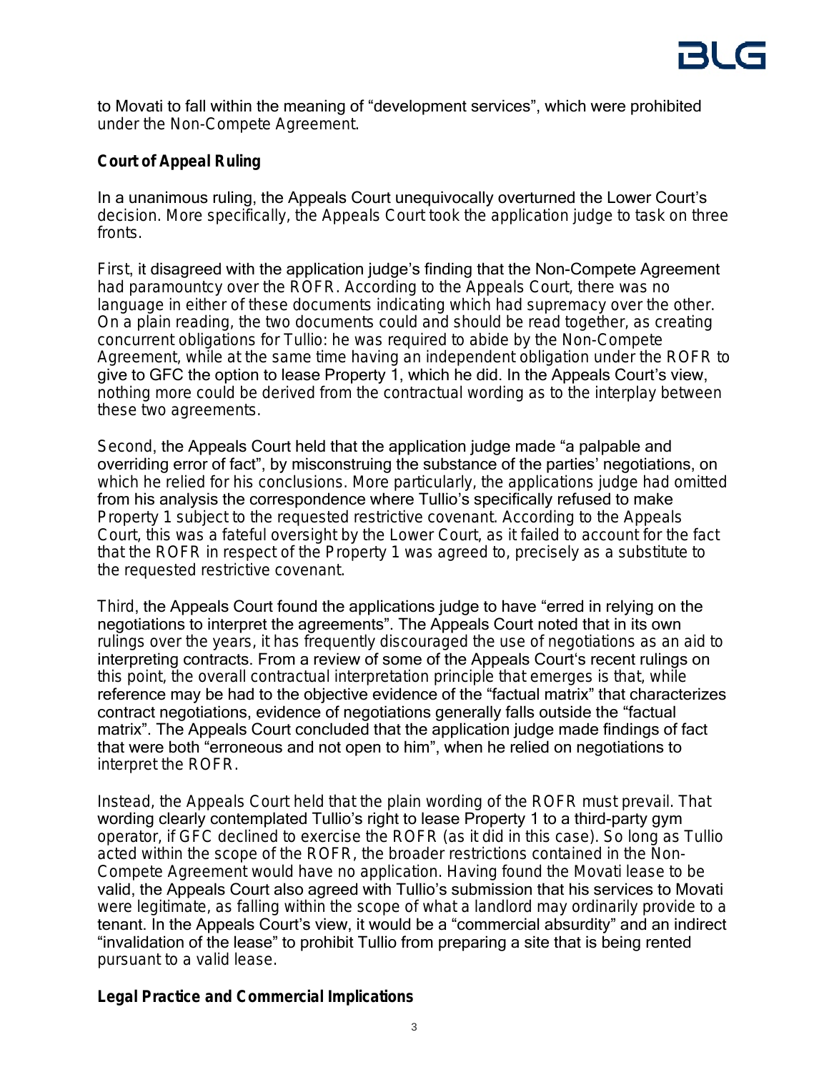to Movati to fall within the meaning of "development services", which were prohibited under the Non-Compete Agreement.

**Court of Appeal Ruling**

In a unanimous ruling, the Appeals Court unequivocally overturned the Lower Court's decision. More specifically, the Appeals Court took the application judge to task on three fronts.

First, it disagreed with the application judge's finding that the Non-Compete Agreement had paramountcy over the ROFR. According to the Appeals Court, there was no language in either of these documents indicating which had supremacy over the other. On a plain reading, the two documents could and should be read together, as creating concurrent obligations for Tullio: he was required to abide by the Non-Compete Agreement, while at the same time having an independent obligation under the ROFR to give to GFC the option to lease Property 1, which he did. In the Appeals Court's view, nothing more could be derived from the contractual wording as to the interplay between these two agreements.

Second, the Appeals Court held that the application judge made "a palpable and overriding error of fact", by misconstruing the substance of the parties' negotiations, on which he relied for his conclusions. More particularly, the applications judge had omitted from his analysis the correspondence where Tullio's specifically refused to make Property 1 subject to the requested restrictive covenant. According to the Appeals Court, this was a fateful oversight by the Lower Court, as it failed to account for the fact that the ROFR in respect of the Property 1 was agreed to, precisely as a substitute to the requested restrictive covenant.

Third, the Appeals Court found the applications judge to have "erred in relying on the negotiations to interpret the agreements". The Appeals Court noted that in its own rulings over the years, it has frequently discouraged the use of negotiations as an aid to interpreting contracts. From a review of some of the Appeals Court's recent rulings on this point, the overall contractual interpretation principle that emerges is that, while reference may be had to the objective evidence of the "factual matrix" that characterizes contract negotiations, evidence of negotiations generally falls outside the "factual matrix". The Appeals Court concluded that the application judge made findings of fact that were both "erroneous and not open to him", when he relied on negotiations to interpret the ROFR.

Instead, the Appeals Court held that the plain wording of the ROFR must prevail. That wording clearly contemplated Tullio's right to lease Property 1 to a third-party gym operator, if GFC declined to exercise the ROFR (as it did in this case). So long as Tullio acted within the scope of the ROFR, the broader restrictions contained in the Non-Compete Agreement would have no application. Having found the Movati lease to be valid, the Appeals Court also agreed with Tullio's submission that his services to Movati were legitimate, as falling within the scope of what a landlord may ordinarily provide to a tenant. In the Appeals Court's view, it would be a "commercial absurdity" and an indirect "invalidation of the lease" to prohibit Tullio from preparing a site that is being rented pursuant to a valid lease.

**Legal Practice and Commercial Implications**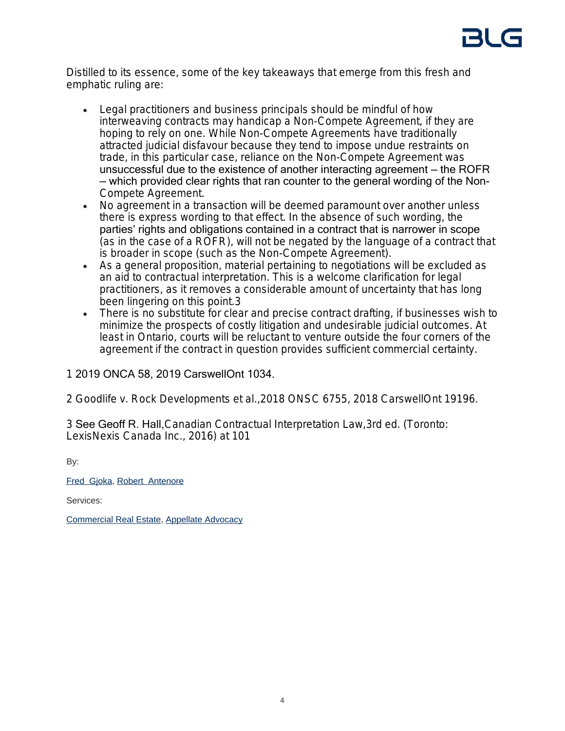Distilled to its essence, some of the key takeaways that emerge from this fresh and emphatic ruling are:

- Legal practitioners and business principals should be mindful of how interweaving contracts may handicap a Non-Compete Agreement, if they are hoping to rely on one. While Non-Compete Agreements have traditionally attracted judicial disfavour because they tend to impose undue restraints on trade, in this particular case, reliance on the Non-Compete Agreement was unsuccessful due to the existence of another interacting agreement – the ROFR – which provided clear rights that ran counter to the general wording of the Non-Compete Agreement.
- No agreement in a transaction will be deemed paramount over another unless there is express wording to that effect. In the absence of such wording, the parties' rights and obligations contained in a contract that is narrower in scope (as in the case of a ROFR), will not be negated by the language of a contract that is broader in scope (such as the Non-Compete Agreement).
- As a general proposition, material pertaining to negotiations will be excluded as an aid to contractual interpretation. This is a welcome clarification for legal practitioners, as it removes a considerable amount of uncertainty that has long been lingering on this point.[3]
- There is no substitute for clear and precise contract drafting, if businesses wish to minimize the prospects of costly litigation and undesirable judicial outcomes. At least in Ontario, courts will be reluctant to venture outside the four corners of the agreement if the contract in question provides sufficient commercial certainty.

1 2019 ONCA 58, 2019 CarswellOnt 1034.

2 Goodlife v. Rock Developments et al.,2018 ONSC 6755, 2018 CarswellOnt 19196.

3 See Geoff R. Hall,Canadian Contractual Interpretation Law,3rd ed. (Toronto: LexisNexis Canada Inc., 2016) at 101

By:

Fred Gjoka, Robert Antenore

Services:

Commercial Real Estate, Appellate Advocacy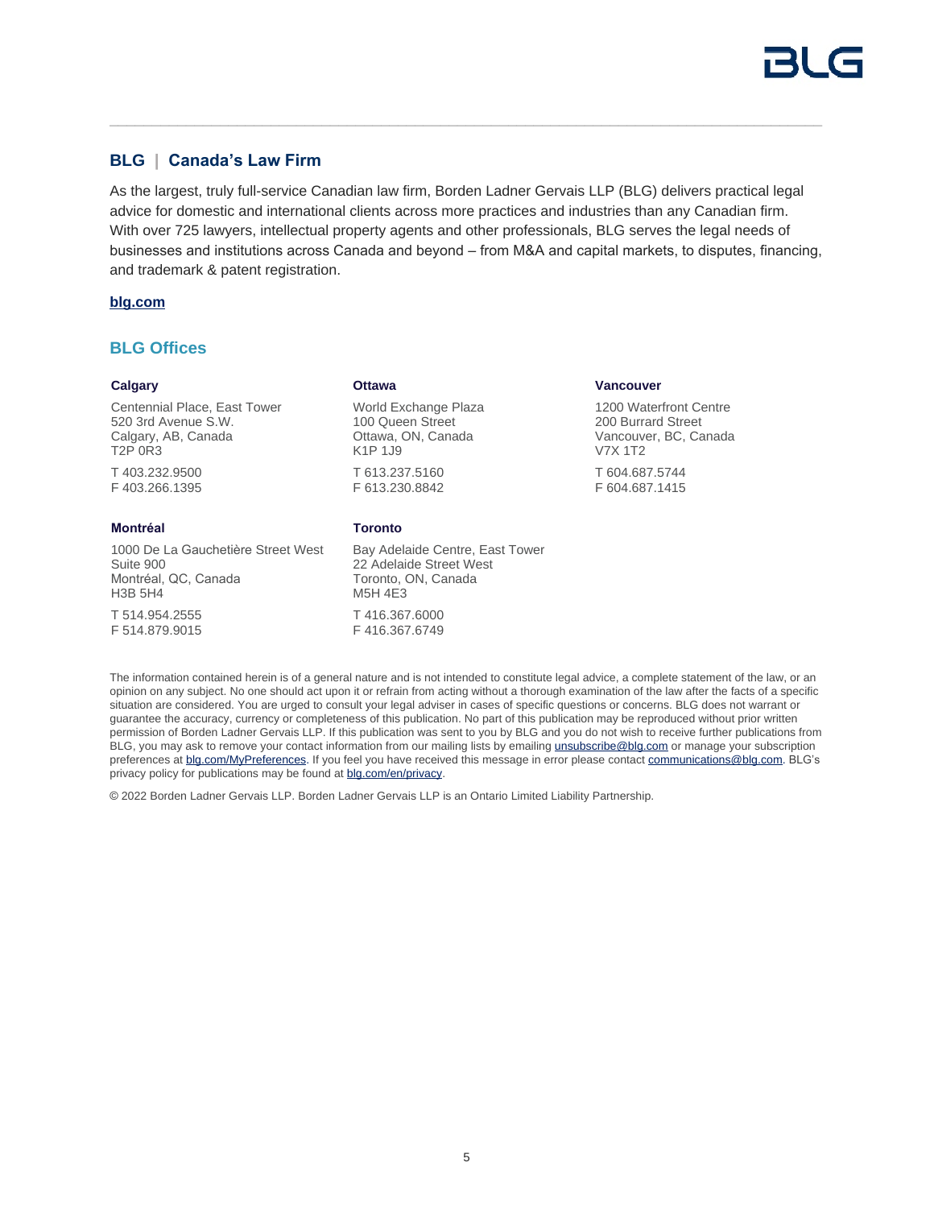## BLG | Canada's Law Firm

As the largest, truly full-service Canadian law firm, Borden Ladner Gervais LLP (BLG) delivers practical legal advice for domestic and international clients across more practices and industries than any Canadian firm. With over 725 lawyers, intellectual property agents and other professionals, BLG serves the legal needs of businesses and institutions across Canada and beyond – from M&A and capital markets, to disputes, financing, and trademark & patent registration.

**blg.com**

## BLG Offices

**Calgary**

Centennial Place, East Tower
520 3rd Avenue S.W.
Calgary, AB, Canada
T2P 0R3

T 403.232.9500
F 403.266.1395

**Ottawa**

World Exchange Plaza
100 Queen Street
Ottawa, ON, Canada
K1P 1J9

T 613.237.5160
F 613.230.8842

**Vancouver**

1200 Waterfront Centre
200 Burrard Street
Vancouver, BC, Canada
V7X 1T2

T 604.687.5744
F 604.687.1415

**Montréal**

1000 De La Gauchetière Street West
Suite 900
Montréal, QC, Canada
H3B 5H4

T 514.954.2555
F 514.879.9015

**Toronto**

Bay Adelaide Centre, East Tower
22 Adelaide Street West
Toronto, ON, Canada
M5H 4E3

T 416.367.6000
F 416.367.6749

The information contained herein is of a general nature and is not intended to constitute legal advice, a complete statement of the law, or an opinion on any subject. No one should act upon it or refrain from acting without a thorough examination of the law after the facts of a specific situation are considered. You are urged to consult your legal adviser in cases of specific questions or concerns. BLG does not warrant or guarantee the accuracy, currency or completeness of this publication. No part of this publication may be reproduced without prior written permission of Borden Ladner Gervais LLP. If this publication was sent to you by BLG and you do not wish to receive further publications from BLG, you may ask to remove your contact information from our mailing lists by emailing unsubscribe@blg.com or manage your subscription preferences at blg.com/MyPreferences. If you feel you have received this message in error please contact communications@blg.com. BLG's privacy policy for publications may be found at blg.com/en/privacy.

© 2022 Borden Ladner Gervais LLP. Borden Ladner Gervais LLP is an Ontario Limited Liability Partnership.